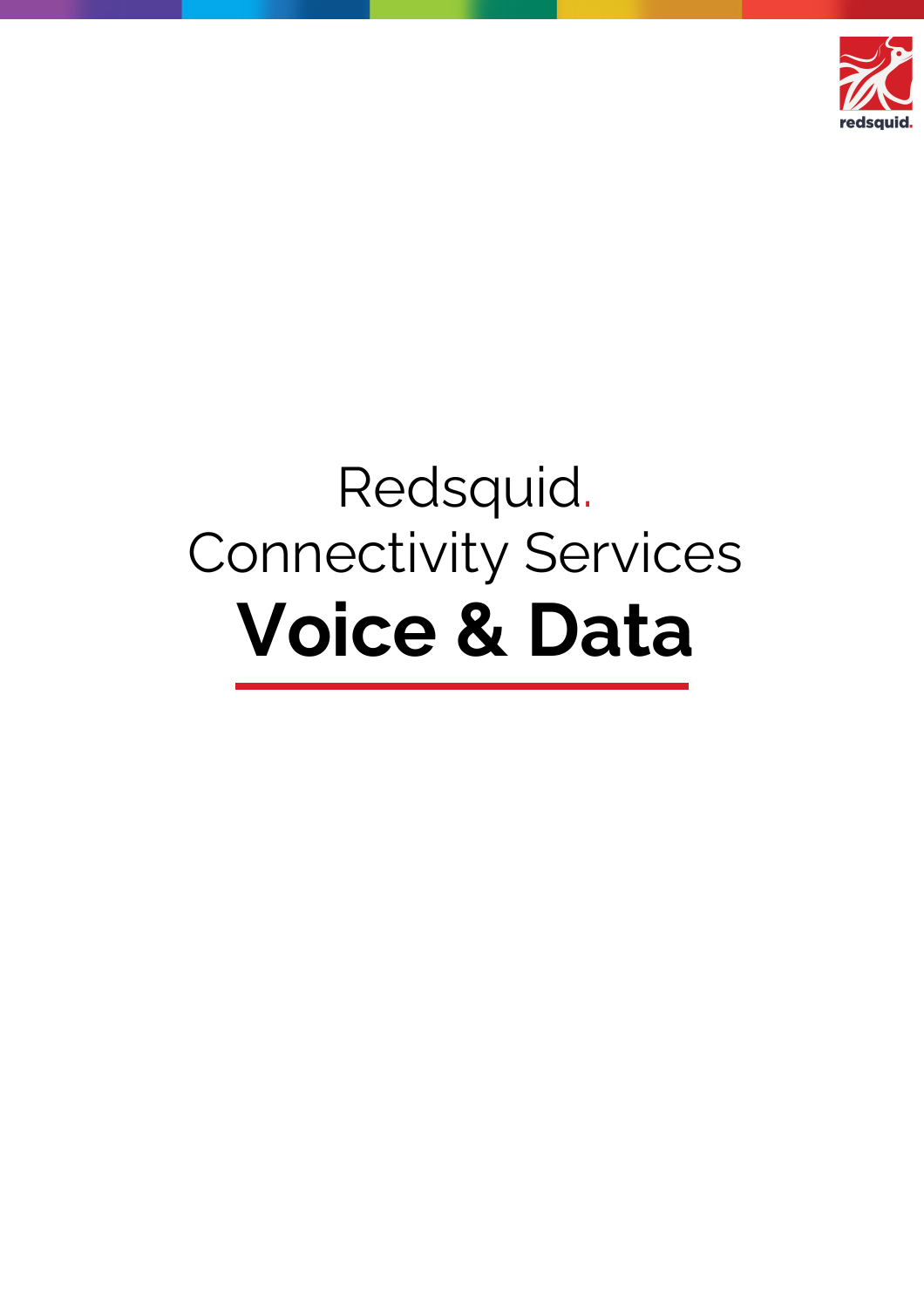redsquid.

# Redsquid.
# Connectivity Services
# **Voice & Data**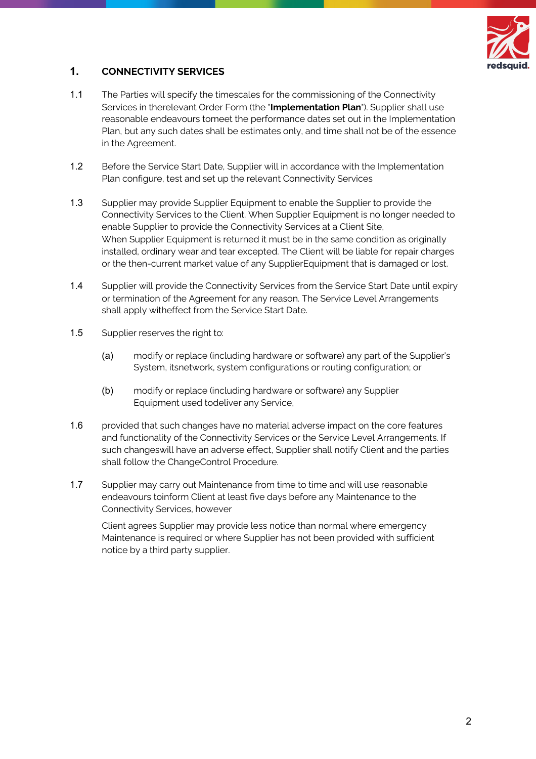## 1. CONNECTIVITY SERVICES

1.1 The Parties will specify the timescales for the commissioning of the Connectivity Services in therelevant Order Form (the "**Implementation Plan**"). Supplier shall use reasonable endeavours tomeet the performance dates set out in the Implementation Plan, but any such dates shall be estimates only, and time shall not be of the essence in the Agreement.

1.2 Before the Service Start Date, Supplier will in accordance with the Implementation Plan configure, test and set up the relevant Connectivity Services

1.3 Supplier may provide Supplier Equipment to enable the Supplier to provide the Connectivity Services to the Client. When Supplier Equipment is no longer needed to enable Supplier to provide the Connectivity Services at a Client Site,
When Supplier Equipment is returned it must be in the same condition as originally installed, ordinary wear and tear excepted. The Client will be liable for repair charges or the then-current market value of any SupplierEquipment that is damaged or lost.

1.4 Supplier will provide the Connectivity Services from the Service Start Date until expiry or termination of the Agreement for any reason. The Service Level Arrangements shall apply witheffect from the Service Start Date.

1.5 Supplier reserves the right to:

(a) modify or replace (including hardware or software) any part of the Supplier's System, itsnetwork, system configurations or routing configuration; or

(b) modify or replace (including hardware or software) any Supplier Equipment used todeliver any Service,

1.6 provided that such changes have no material adverse impact on the core features and functionality of the Connectivity Services or the Service Level Arrangements. If such changeswill have an adverse effect, Supplier shall notify Client and the parties shall follow the ChangeControl Procedure.

1.7 Supplier may carry out Maintenance from time to time and will use reasonable endeavours toinform Client at least five days before any Maintenance to the Connectivity Services, however

Client agrees Supplier may provide less notice than normal where emergency Maintenance is required or where Supplier has not been provided with sufficient notice by a third party supplier.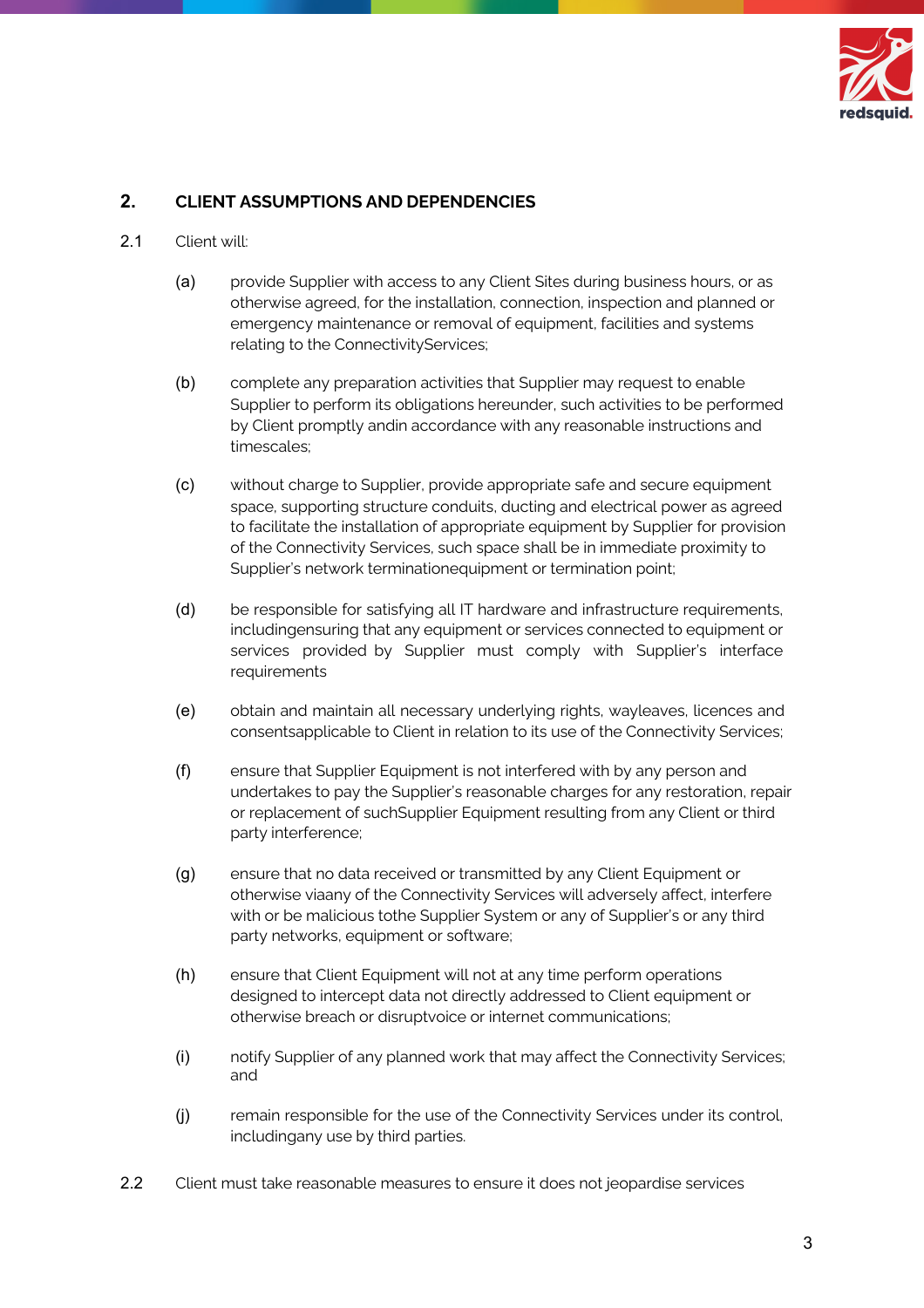## 2. CLIENT ASSUMPTIONS AND DEPENDENCIES

2.1 Client will:

(a) provide Supplier with access to any Client Sites during business hours, or as otherwise agreed, for the installation, connection, inspection and planned or emergency maintenance or removal of equipment, facilities and systems relating to the ConnectivityServices;

(b) complete any preparation activities that Supplier may request to enable Supplier to perform its obligations hereunder, such activities to be performed by Client promptly andin accordance with any reasonable instructions and timescales;

(c) without charge to Supplier, provide appropriate safe and secure equipment space, supporting structure conduits, ducting and electrical power as agreed to facilitate the installation of appropriate equipment by Supplier for provision of the Connectivity Services, such space shall be in immediate proximity to Supplier's network terminationequipment or termination point;

(d) be responsible for satisfying all IT hardware and infrastructure requirements, includingensuring that any equipment or services connected to equipment or services provided by Supplier must comply with Supplier's interface requirements

(e) obtain and maintain all necessary underlying rights, wayleaves, licences and consentsapplicable to Client in relation to its use of the Connectivity Services;

(f) ensure that Supplier Equipment is not interfered with by any person and undertakes to pay the Supplier's reasonable charges for any restoration, repair or replacement of suchSupplier Equipment resulting from any Client or third party interference;

(g) ensure that no data received or transmitted by any Client Equipment or otherwise viaany of the Connectivity Services will adversely affect, interfere with or be malicious tothe Supplier System or any of Supplier's or any third party networks, equipment or software;

(h) ensure that Client Equipment will not at any time perform operations designed to intercept data not directly addressed to Client equipment or otherwise breach or disruptvoice or internet communications;

(i) notify Supplier of any planned work that may affect the Connectivity Services; and

(j) remain responsible for the use of the Connectivity Services under its control, includingany use by third parties.

2.2 Client must take reasonable measures to ensure it does not jeopardise services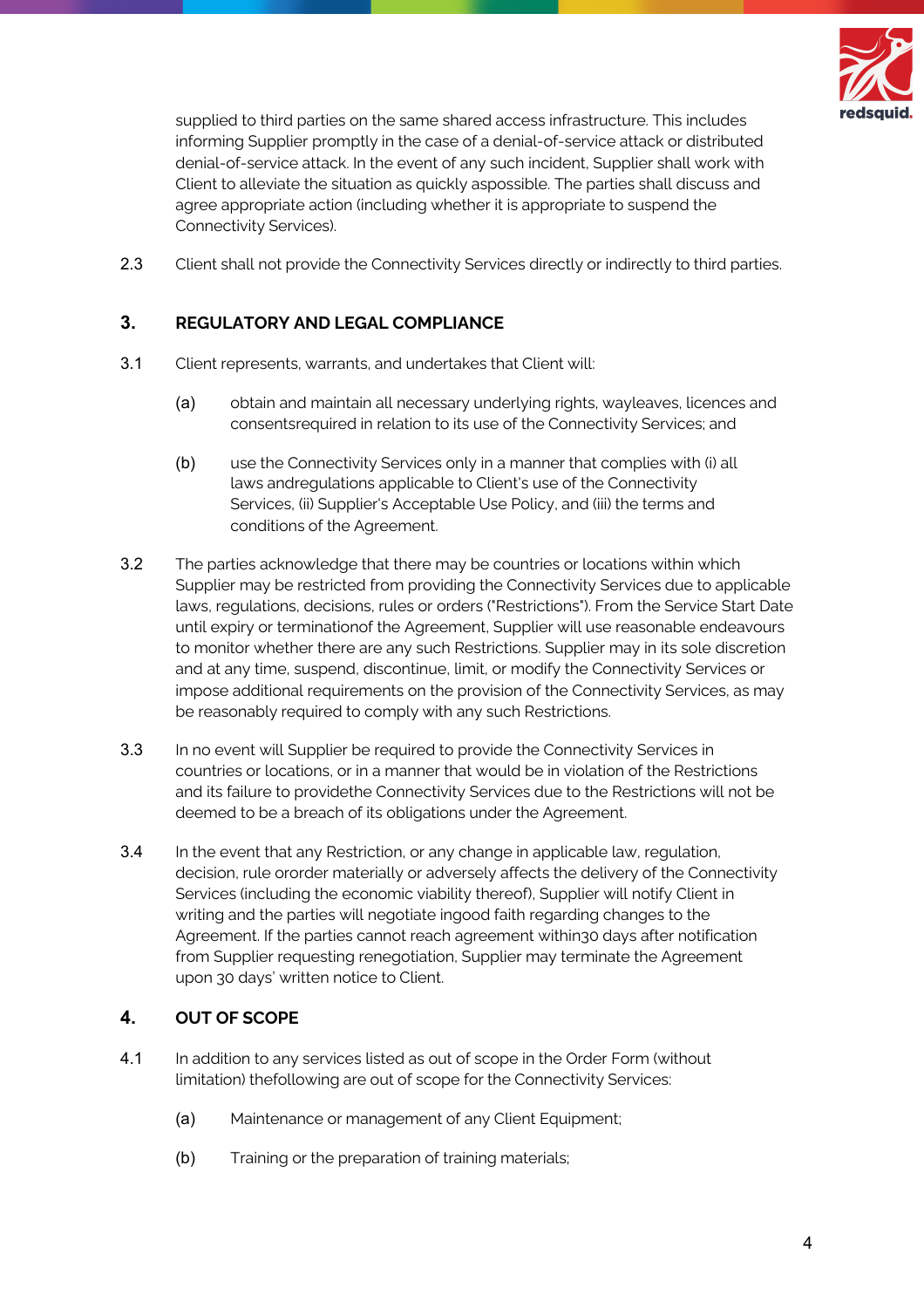supplied to third parties on the same shared access infrastructure. This includes informing Supplier promptly in the case of a denial-of-service attack or distributed denial-of-service attack. In the event of any such incident, Supplier shall work with Client to alleviate the situation as quickly aspossible. The parties shall discuss and agree appropriate action (including whether it is appropriate to suspend the Connectivity Services).

2.3 Client shall not provide the Connectivity Services directly or indirectly to third parties.

## 3. REGULATORY AND LEGAL COMPLIANCE

3.1 Client represents, warrants, and undertakes that Client will:

(a) obtain and maintain all necessary underlying rights, wayleaves, licences and consentsrequired in relation to its use of the Connectivity Services; and

(b) use the Connectivity Services only in a manner that complies with (i) all laws andregulations applicable to Client's use of the Connectivity Services, (ii) Supplier's Acceptable Use Policy, and (iii) the terms and conditions of the Agreement.

3.2 The parties acknowledge that there may be countries or locations within which Supplier may be restricted from providing the Connectivity Services due to applicable laws, regulations, decisions, rules or orders ("Restrictions"). From the Service Start Date until expiry or terminationof the Agreement, Supplier will use reasonable endeavours to monitor whether there are any such Restrictions. Supplier may in its sole discretion and at any time, suspend, discontinue, limit, or modify the Connectivity Services or impose additional requirements on the provision of the Connectivity Services, as may be reasonably required to comply with any such Restrictions.

3.3 In no event will Supplier be required to provide the Connectivity Services in countries or locations, or in a manner that would be in violation of the Restrictions and its failure to providethe Connectivity Services due to the Restrictions will not be deemed to be a breach of its obligations under the Agreement.

3.4 In the event that any Restriction, or any change in applicable law, regulation, decision, rule ororder materially or adversely affects the delivery of the Connectivity Services (including the economic viability thereof), Supplier will notify Client in writing and the parties will negotiate ingood faith regarding changes to the Agreement. If the parties cannot reach agreement within30 days after notification from Supplier requesting renegotiation, Supplier may terminate the Agreement upon 30 days' written notice to Client.

## 4. OUT OF SCOPE

4.1 In addition to any services listed as out of scope in the Order Form (without limitation) thefollowing are out of scope for the Connectivity Services:

(a) Maintenance or management of any Client Equipment;

(b) Training or the preparation of training materials;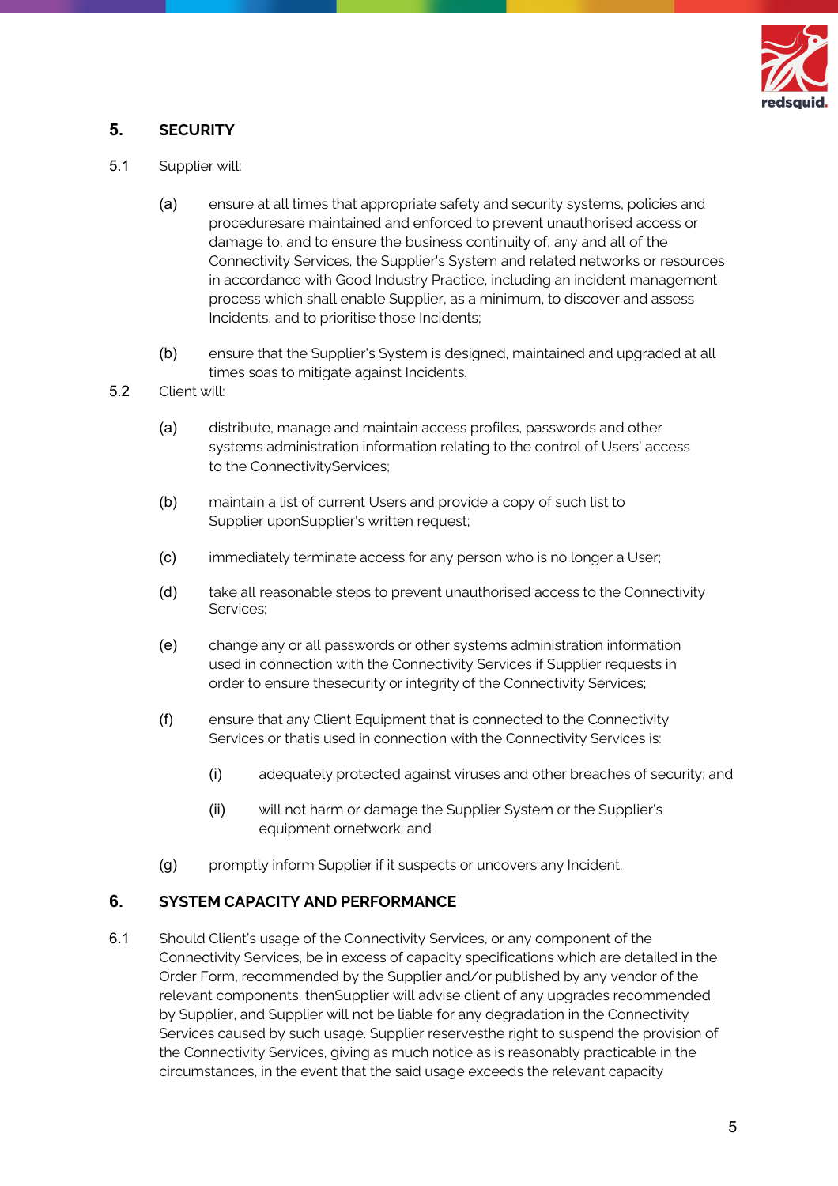## 5. SECURITY

5.1 Supplier will:

(a) ensure at all times that appropriate safety and security systems, policies and proceduresare maintained and enforced to prevent unauthorised access or damage to, and to ensure the business continuity of, any and all of the Connectivity Services, the Supplier's System and related networks or resources in accordance with Good Industry Practice, including an incident management process which shall enable Supplier, as a minimum, to discover and assess Incidents, and to prioritise those Incidents;

(b) ensure that the Supplier's System is designed, maintained and upgraded at all times soas to mitigate against Incidents.

5.2 Client will:

(a) distribute, manage and maintain access profiles, passwords and other systems administration information relating to the control of Users' access to the ConnectivityServices;

(b) maintain a list of current Users and provide a copy of such list to Supplier uponSupplier's written request;

(c) immediately terminate access for any person who is no longer a User;

(d) take all reasonable steps to prevent unauthorised access to the Connectivity Services;

(e) change any or all passwords or other systems administration information used in connection with the Connectivity Services if Supplier requests in order to ensure thesecurity or integrity of the Connectivity Services;

(f) ensure that any Client Equipment that is connected to the Connectivity Services or thatis used in connection with the Connectivity Services is:

(i) adequately protected against viruses and other breaches of security; and

(ii) will not harm or damage the Supplier System or the Supplier's equipment ornetwork; and

(g) promptly inform Supplier if it suspects or uncovers any Incident.

## 6. SYSTEM CAPACITY AND PERFORMANCE

6.1 Should Client's usage of the Connectivity Services, or any component of the Connectivity Services, be in excess of capacity specifications which are detailed in the Order Form, recommended by the Supplier and/or published by any vendor of the relevant components, thenSupplier will advise client of any upgrades recommended by Supplier, and Supplier will not be liable for any degradation in the Connectivity Services caused by such usage. Supplier reservesthe right to suspend the provision of the Connectivity Services, giving as much notice as is reasonably practicable in the circumstances, in the event that the said usage exceeds the relevant capacity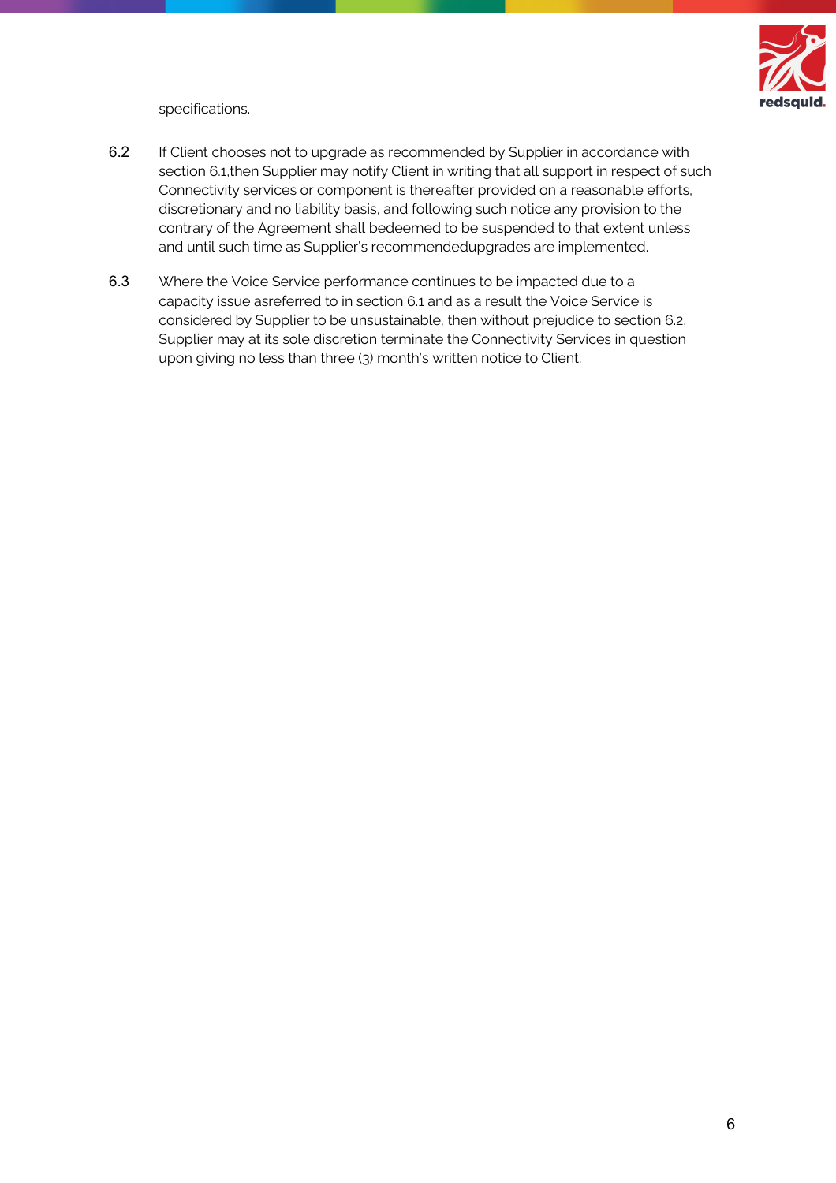specifications.

6.2 If Client chooses not to upgrade as recommended by Supplier in accordance with section 6.1,then Supplier may notify Client in writing that all support in respect of such Connectivity services or component is thereafter provided on a reasonable efforts, discretionary and no liability basis, and following such notice any provision to the contrary of the Agreement shall bedeemed to be suspended to that extent unless and until such time as Supplier's recommendedupgrades are implemented.

6.3 Where the Voice Service performance continues to be impacted due to a capacity issue asreferred to in section 6.1 and as a result the Voice Service is considered by Supplier to be unsustainable, then without prejudice to section 6.2, Supplier may at its sole discretion terminate the Connectivity Services in question upon giving no less than three (3) month's written notice to Client.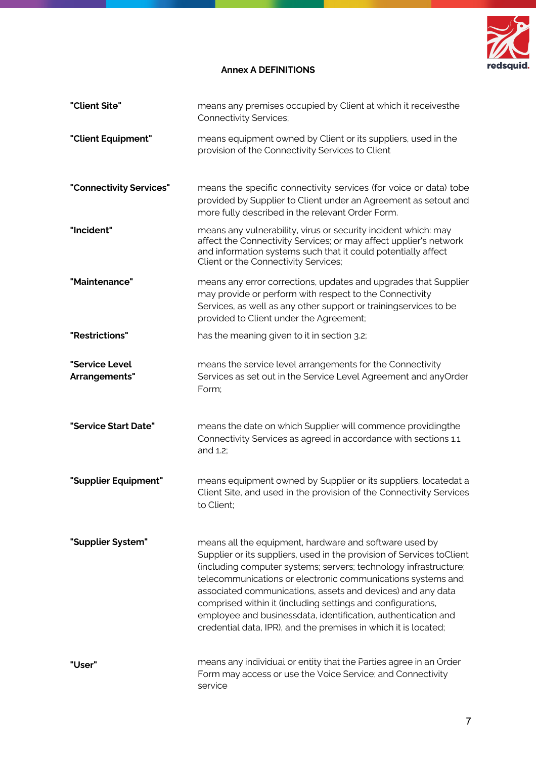## Annex A DEFINITIONS

| | |
|---|---|
| **"Client Site"** | means any premises occupied by Client at which it receivesthe Connectivity Services; |
| **"Client Equipment"** | means equipment owned by Client or its suppliers, used in the provision of the Connectivity Services to Client |
| **"Connectivity Services"** | means the specific connectivity services (for voice or data) tobe provided by Supplier to Client under an Agreement as setout and more fully described in the relevant Order Form. |
| **"Incident"** | means any vulnerability, virus or security incident which: may affect the Connectivity Services; or may affect upplier's network and information systems such that it could potentially affect Client or the Connectivity Services; |
| **"Maintenance"** | means any error corrections, updates and upgrades that Supplier may provide or perform with respect to the Connectivity Services, as well as any other support or trainingservices to be provided to Client under the Agreement; |
| **"Restrictions"** | has the meaning given to it in section 3.2; |
| **"Service Level Arrangements"** | means the service level arrangements for the Connectivity Services as set out in the Service Level Agreement and anyOrder Form; |
| **"Service Start Date"** | means the date on which Supplier will commence providingthe Connectivity Services as agreed in accordance with sections 1.1 and 1.2; |
| **"Supplier Equipment"** | means equipment owned by Supplier or its suppliers, locatedat a Client Site, and used in the provision of the Connectivity Services to Client; |
| **"Supplier System"** | means all the equipment, hardware and software used by Supplier or its suppliers, used in the provision of Services toClient (including computer systems; servers; technology infrastructure; telecommunications or electronic communications systems and associated communications, assets and devices) and any data comprised within it (including settings and configurations, employee and businessdata, identification, authentication and credential data, IPR), and the premises in which it is located; |
| **"User"** | means any individual or entity that the Parties agree in an Order Form may access or use the Voice Service; and Connectivity service |